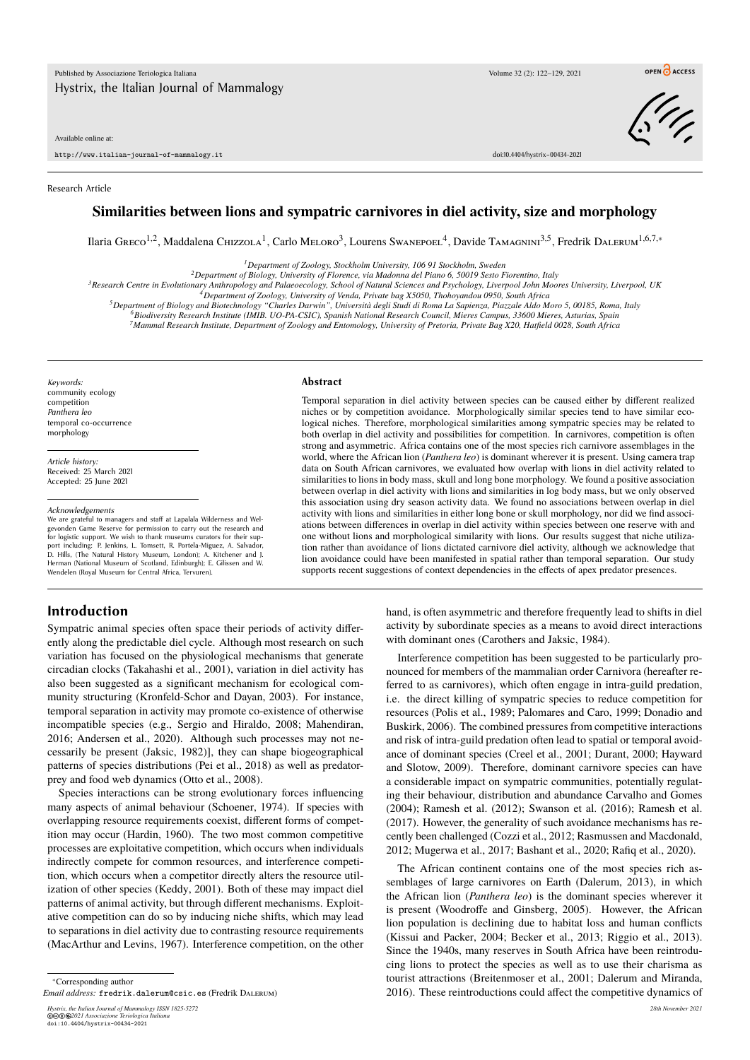Research Article

# Similarities between lions and sympatric carnivores in diel activity, size and morphology

Ilaria Greco[1,2], Maddalena Chizzola[1], Carlo Meloro[3], Lourens Swanepoel[4], Davide Tamagnini[3,5], Fredrik Dalerum[1,6,7,*]

[1] Department of Zoology, Stockholm University, 106 91 Stockholm, Sweden
[2] Department of Biology, University of Florence, via Madonna del Piano 6, 50019 Sesto Fiorentino, Italy
[3] Research Centre in Evolutionary Anthropology and Palaeoecology, School of Natural Sciences and Psychology, Liverpool John Moores University, Liverpool, UK
[4] Department of Zoology, University of Venda, Private bag X5050, Thohoyandou 0950, South Africa
[5] Department of Biology and Biotechnology "Charles Darwin", Università degli Studi di Roma La Sapienza, Piazzale Aldo Moro 5, 00185, Roma, Italy
[6] Biodiversity Research Institute (IMIB. UO-PA-CSIC), Spanish National Research Council, Mieres Campus, 33600 Mieres, Asturias, Spain
[7] Mammal Research Institute, Department of Zoology and Entomology, University of Pretoria, Private Bag X20, Hatfield 0028, South Africa

*Keywords:*
community ecology
competition
*Panthera leo*
temporal co-occurrence
morphology

*Article history:*
Received: 25 March 2021
Accepted: 25 June 2021

*Acknowledgements*
We are grateful to managers and staff at Lapalala Wilderness and Welgevonden Game Reserve for permission to carry out the research and for logistic support. We wish to thank museums curators for their support including: P. Jenkins, L. Tomsett, R. Portela-Miguez, A. Salvador, D. Hills, (The Natural History Museum, London); A. Kitchener and J. Herman (National Museum of Scotland, Edinburgh); E. Gilissen and W. Wendelen (Royal Museum for Central Africa, Tervuren).

## Abstract

Temporal separation in diel activity between species can be caused either by different realized niches or by competition avoidance. Morphologically similar species tend to have similar ecological niches. Therefore, morphological similarities among sympatric species may be related to both overlap in diel activity and possibilities for competition. In carnivores, competition is often strong and asymmetric. Africa contains one of the most species rich carnivore assemblages in the world, where the African lion (*Panthera leo*) is dominant wherever it is present. Using camera trap data on South African carnivores, we evaluated how overlap with lions in diel activity related to similarities to lions in body mass, skull and long bone morphology. We found a positive association between overlap in diel activity with lions and similarities in log body mass, but we only observed this association using dry season activity data. We found no associations between overlap in diel activity with lions and similarities in either long bone or skull morphology, nor did we find associations between differences in overlap in diel activity within species between one reserve with and one without lions and morphological similarity with lions. Our results suggest that niche utilization rather than avoidance of lions dictated carnivore diel activity, although we acknowledge that lion avoidance could have been manifested in spatial rather than temporal separation. Our study supports recent suggestions of context dependencies in the effects of apex predator presences.

## Introduction

Sympatric animal species often space their periods of activity differently along the predictable diel cycle. Although most research on such variation has focused on the physiological mechanisms that generate circadian clocks (Takahashi et al., 2001), variation in diel activity has also been suggested as a significant mechanism for ecological community structuring (Kronfeld-Schor and Dayan, 2003). For instance, temporal separation in activity may promote co-existence of otherwise incompatible species (e.g., Sergio and Hiraldo, 2008; Mahendiran, 2016; Andersen et al., 2020). Although such processes may not necessarily be present (Jaksic, 1982)], they can shape biogeographical patterns of species distributions (Pei et al., 2018) as well as predator-prey and food web dynamics (Otto et al., 2008).

Species interactions can be strong evolutionary forces influencing many aspects of animal behaviour (Schoener, 1974). If species with overlapping resource requirements coexist, different forms of competition may occur (Hardin, 1960). The two most common competitive processes are exploitative competition, which occurs when individuals indirectly compete for common resources, and interference competition, which occurs when a competitor directly alters the resource utilization of other species (Keddy, 2001). Both of these may impact diel patterns of animal activity, but through different mechanisms. Exploitative competition can do so by inducing niche shifts, which may lead to separations in diel activity due to contrasting resource requirements (MacArthur and Levins, 1967). Interference competition, on the other hand, is often asymmetric and therefore frequently lead to shifts in diel activity by subordinate species as a means to avoid direct interactions with dominant ones (Carothers and Jaksic, 1984).

Interference competition has been suggested to be particularly pronounced for members of the mammalian order Carnivora (hereafter referred to as carnivores), which often engage in intra-guild predation, i.e. the direct killing of sympatric species to reduce competition for resources (Polis et al., 1989; Palomares and Caro, 1999; Donadio and Buskirk, 2006). The combined pressures from competitive interactions and risk of intra-guild predation often lead to spatial or temporal avoidance of dominant species (Creel et al., 2001; Durant, 2000; Hayward and Slotow, 2009). Therefore, dominant carnivore species can have a considerable impact on sympatric communities, potentially regulating their behaviour, distribution and abundance Carvalho and Gomes (2004); Ramesh et al. (2012); Swanson et al. (2016); Ramesh et al. (2017). However, the generality of such avoidance mechanisms has recently been challenged (Cozzi et al., 2012; Rasmussen and Macdonald, 2012; Mugerwa et al., 2017; Bashant et al., 2020; Rafiq et al., 2020).

The African continent contains one of the most species rich assemblages of large carnivores on Earth (Dalerum, 2013), in which the African lion (*Panthera leo*) is the dominant species wherever it is present (Woodroffe and Ginsberg, 2005). However, the African lion population is declining due to habitat loss and human conflicts (Kissui and Packer, 2004; Becker et al., 2013; Riggio et al., 2013). Since the 1940s, many reserves in South Africa have been reintroducing lions to protect the species as well as to use their charisma as tourist attractions (Breitenmoser et al., 2001; Dalerum and Miranda, 2016). These reintroductions could affect the competitive dynamics of

*Corresponding author
*Email address:* fredrik.dalerum@csic.es (Fredrik Dalerum)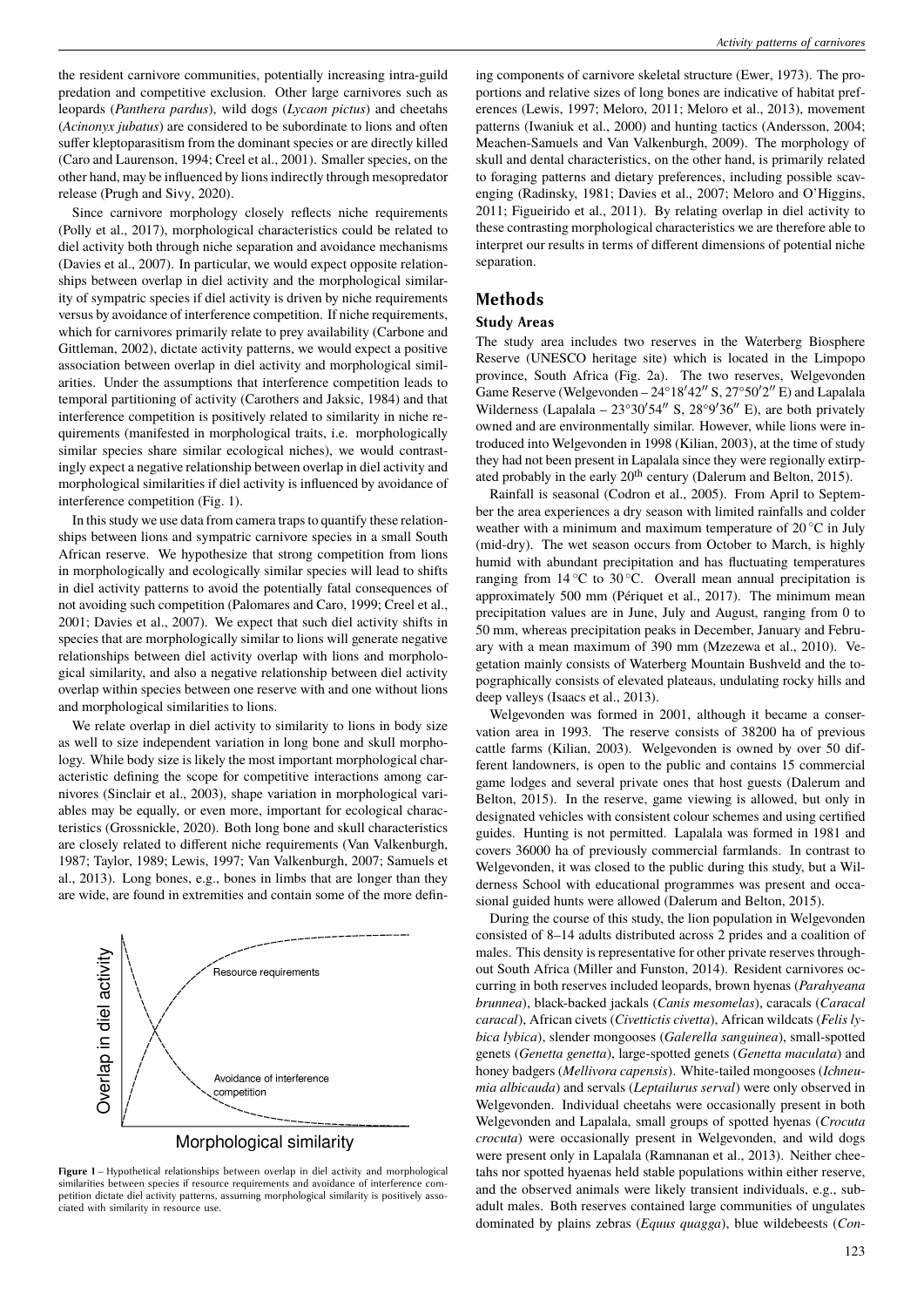the resident carnivore communities, potentially increasing intra-guild predation and competitive exclusion. Other large carnivores such as leopards (*Panthera pardus*), wild dogs (*Lycaon pictus*) and cheetahs (*Acinonyx jubatus*) are considered to be subordinate to lions and often suffer kleptoparasitism from the dominant species or are directly killed (Caro and Laurenson, 1994; Creel et al., 2001). Smaller species, on the other hand, may be influenced by lions indirectly through mesopredator release (Prugh and Sivy, 2020).

Since carnivore morphology closely reflects niche requirements (Polly et al., 2017), morphological characteristics could be related to diel activity both through niche separation and avoidance mechanisms (Davies et al., 2007). In particular, we would expect opposite relationships between overlap in diel activity and the morphological similarity of sympatric species if diel activity is driven by niche requirements versus by avoidance of interference competition. If niche requirements, which for carnivores primarily relate to prey availability (Carbone and Gittleman, 2002), dictate activity patterns, we would expect a positive association between overlap in diel activity and morphological similarities. Under the assumptions that interference competition leads to temporal partitioning of activity (Carothers and Jaksic, 1984) and that interference competition is positively related to similarity in niche requirements (manifested in morphological traits, i.e. morphologically similar species share similar ecological niches), we would contrastingly expect a negative relationship between overlap in diel activity and morphological similarities if diel activity is influenced by avoidance of interference competition (Fig. 1).

In this study we use data from camera traps to quantify these relationships between lions and sympatric carnivore species in a small South African reserve. We hypothesize that strong competition from lions in morphologically and ecologically similar species will lead to shifts in diel activity patterns to avoid the potentially fatal consequences of not avoiding such competition (Palomares and Caro, 1999; Creel et al., 2001; Davies et al., 2007). We expect that such diel activity shifts in species that are morphologically similar to lions will generate negative relationships between diel activity overlap with lions and morphological similarity, and also a negative relationship between diel activity overlap within species between one reserve with and one without lions and morphological similarities to lions.

We relate overlap in diel activity to similarity to lions in body size as well to size independent variation in long bone and skull morphology. While body size is likely the most important morphological characteristic defining the scope for competitive interactions among carnivores (Sinclair et al., 2003), shape variation in morphological variables may be equally, or even more, important for ecological characteristics (Grossnickle, 2020). Both long bone and skull characteristics are closely related to different niche requirements (Van Valkenburgh, 1987; Taylor, 1989; Lewis, 1997; Van Valkenburgh, 2007; Samuels et al., 2013). Long bones, e.g., bones in limbs that are longer than they are wide, are found in extremities and contain some of the more defining components of carnivore skeletal structure (Ewer, 1973). The proportions and relative sizes of long bones are indicative of habitat preferences (Lewis, 1997; Meloro, 2011; Meloro et al., 2013), movement patterns (Iwaniuk et al., 2000) and hunting tactics (Andersson, 2004; Meachen-Samuels and Van Valkenburgh, 2009). The morphology of skull and dental characteristics, on the other hand, is primarily related to foraging patterns and dietary preferences, including possible scavenging (Radinsky, 1981; Davies et al., 2007; Meloro and O'Higgins, 2011; Figueirido et al., 2011). By relating overlap in diel activity to these contrasting morphological characteristics we are therefore able to interpret our results in terms of different dimensions of potential niche separation.

Overlap in diel activity

Resource requirements

Avoidance of interference competition

Morphological similarity

**Figure 1** – Hypothetical relationships between overlap in diel activity and morphological similarities between species if resource requirements and avoidance of interference competition dictate diel activity patterns, assuming morphological similarity is positively associated with similarity in resource use.

## Methods

### Study Areas

The study area includes two reserves in the Waterberg Biosphere Reserve (UNESCO heritage site) which is located in the Limpopo province, South Africa (Fig. 2a). The two reserves, Welgevonden Game Reserve (Welgevonden – 24°18′42″ S, 27°50′2″ E) and Lapalala Wilderness (Lapalala – 23°30′54″ S, 28°9′36″ E), are both privately owned and are environmentally similar. However, while lions were introduced into Welgevonden in 1998 (Kilian, 2003), at the time of study they had not been present in Lapalala since they were regionally extirpated probably in the early 20th century (Dalerum and Belton, 2015).

Rainfall is seasonal (Codron et al., 2005). From April to September the area experiences a dry season with limited rainfalls and colder weather with a minimum and maximum temperature of 20 °C in July (mid-dry). The wet season occurs from October to March, is highly humid with abundant precipitation and has fluctuating temperatures ranging from 14 °C to 30 °C. Overall mean annual precipitation is approximately 500 mm (Périquet et al., 2017). The minimum mean precipitation values are in June, July and August, ranging from 0 to 50 mm, whereas precipitation peaks in December, January and February with a mean maximum of 390 mm (Mzezewa et al., 2010). Vegetation mainly consists of Waterberg Mountain Bushveld and the topographically consists of elevated plateaus, undulating rocky hills and deep valleys (Isaacs et al., 2013).

Welgevonden was formed in 2001, although it became a conservation area in 1993. The reserve consists of 38200 ha of previous cattle farms (Kilian, 2003). Welgevonden is owned by over 50 different landowners, is open to the public and contains 15 commercial game lodges and several private ones that host guests (Dalerum and Belton, 2015). In the reserve, game viewing is allowed, but only in designated vehicles with consistent colour schemes and using certified guides. Hunting is not permitted. Lapalala was formed in 1981 and covers 36000 ha of previously commercial farmlands. In contrast to Welgevonden, it was closed to the public during this study, but a Wilderness School with educational programmes was present and occasional guided hunts were allowed (Dalerum and Belton, 2015).

During the course of this study, the lion population in Welgevonden consisted of 8–14 adults distributed across 2 prides and a coalition of males. This density is representative for other private reserves throughout South Africa (Miller and Funston, 2014). Resident carnivores occurring in both reserves included leopards, brown hyenas (*Parahyaena brunnea*), black-backed jackals (*Canis mesomelas*), caracals (*Caracal caracal*), African civets (*Civettictis civetta*), African wildcats (*Felis lybica lybica*), slender mongooses (*Galerella sanguinea*), small-spotted genets (*Genetta genetta*), large-spotted genets (*Genetta maculata*) and honey badgers (*Mellivora capensis*). White-tailed mongooses (*Ichneumia albicauda*) and servals (*Leptailurus serval*) were only observed in Welgevonden. Individual cheetahs were occasionally present in both Welgevonden and Lapalala, small groups of spotted hyenas (*Crocuta crocuta*) were occasionally present in Welgevonden, and wild dogs were present only in Lapalala (Ramnanan et al., 2013). Neither cheetahs nor spotted hyaenas held stable populations within either reserve, and the observed animals were likely transient individuals, e.g., subadult males. Both reserves contained large communities of ungulates dominated by plains zebras (*Equus quagga*), blue wildebeests (*Con-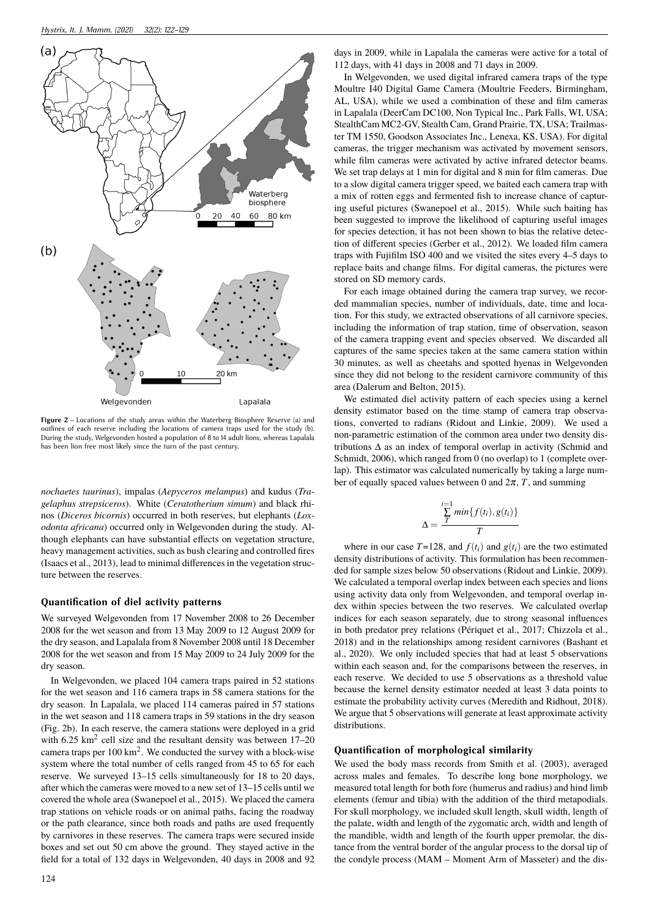Figure 2 – Locations of the study areas within the Waterberg Biosphere Reserve (a) and outlines of each reserve including the locations of camera traps used for the study (b). During the study, Welgevonden hosted a population of 8 to 14 adult lions, whereas Lapalala has been lion free most likely since the turn of the past century.

*nochaetes taurinus*), impalas (*Aepyceros melampus*) and kudus (*Tragelaphus strepsiceros*). White (*Ceratotherium simum*) and black rhinos (*Diceros bicornis*) occurred in both reserves, but elephants (*Loxodonta africana*) occurred only in Welgevonden during the study. Although elephants can have substantial effects on vegetation structure, heavy management activities, such as bush clearing and controlled fires (Isaacs et al., 2013), lead to minimal differences in the vegetation structure between the reserves.

### Quantification of diel activity patterns

We surveyed Welgevonden from 17 November 2008 to 26 December 2008 for the wet season and from 13 May 2009 to 12 August 2009 for the dry season, and Lapalala from 8 November 2008 until 18 December 2008 for the wet season and from 15 May 2009 to 24 July 2009 for the dry season.

In Welgevonden, we placed 104 camera traps paired in 52 stations for the wet season and 116 camera traps in 58 camera stations for the dry season. In Lapalala, we placed 114 cameras paired in 57 stations in the wet season and 118 camera traps in 59 stations in the dry season (Fig. 2b). In each reserve, the camera stations were deployed in a grid with 6.25 $km^2$ cell size and the resultant density was between 17–20 camera traps per 100 $km^2$. We conducted the survey with a block-wise system where the total number of cells ranged from 45 to 65 for each reserve. We surveyed 13–15 cells simultaneously for 18 to 20 days, after which the cameras were moved to a new set of 13–15 cells until we covered the whole area (Swanepoel et al., 2015). We placed the camera trap stations on vehicle roads or on animal paths, facing the roadway or the path clearance, since both roads and paths are used frequently by carnivores in these reserves. The camera traps were secured inside boxes and set out 50 cm above the ground. They stayed active in the field for a total of 132 days in Welgevonden, 40 days in 2008 and 92 days in 2009, while in Lapalala the cameras were active for a total of 112 days, with 41 days in 2008 and 71 days in 2009.

In Welgevonden, we used digital infrared camera traps of the type Moultrie I40 Digital Game Camera (Moultrie Feeders, Birmingham, AL, USA), while we used a combination of these and film cameras in Lapalala (DeerCam DC100, Non Typical Inc., Park Falls, WI, USA; StealthCam MC2-GV, Stealth Cam, Grand Prairie, TX, USA; Trailmaster TM 1550, Goodson Associates Inc., Lenexa, KS, USA). For digital cameras, the trigger mechanism was activated by movement sensors, while film cameras were activated by active infrared detector beams. We set trap delays at 1 min for digital and 8 min for film cameras. Due to a slow digital camera trigger speed, we baited each camera trap with a mix of rotten eggs and fermented fish to increase chance of capturing useful pictures (Swanepoel et al., 2015). While such baiting has been suggested to improve the likelihood of capturing useful images for species detection, it has not been shown to bias the relative detection of different species (Gerber et al., 2012). We loaded film camera traps with Fujifilm ISO 400 and we visited the sites every 4–5 days to replace baits and change films. For digital cameras, the pictures were stored on SD memory cards.

For each image obtained during the camera trap survey, we recorded mammalian species, number of individuals, date, time and location. For this study, we extracted observations of all carnivore species, including the information of trap station, time of observation, season of the camera trapping event and species observed. We discarded all captures of the same species taken at the same camera station within 30 minutes, as well as cheetahs and spotted hyenas in Welgevonden since they did not belong to the resident carnivore community of this area (Dalerum and Belton, 2015).

We estimated diel activity pattern of each species using a kernel density estimator based on the time stamp of camera trap observations, converted to radians (Ridout and Linkie, 2009). We used a non-parametric estimation of the common area under two density distributions $\Delta$ as an index of temporal overlap in activity (Schmid and Schmidt, 2006), which ranged from 0 (no overlap) to 1 (complete overlap). This estimator was calculated numerically by taking a large number of equally spaced values between 0 and $2\pi$, $T$, and summing

$$\Delta = \frac{\sum_{T}^{i=1} min\{f(t_i), g(t_i)\}}{T}$$

where in our case $T$=128, and $f(t_i)$ and $g(t_i)$ are the two estimated density distributions of activity. This formulation has been recommended for sample sizes below 50 observations (Ridout and Linkie, 2009). We calculated a temporal overlap index between each species and lions using activity data only from Welgevonden, and temporal overlap index within species between the two reserves. We calculated overlap indices for each season separately, due to strong seasonal influences in both predator prey relations (Périquet et al., 2017; Chizzola et al., 2018) and in the relationships among resident carnivores (Bashant et al., 2020). We only included species that had at least 5 observations within each season and, for the comparisons between the reserves, in each reserve. We decided to use 5 observations as a threshold value because the kernel density estimator needed at least 3 data points to estimate the probability activity curves (Meredith and Ridhout, 2018). We argue that 5 observations will generate at least approximate activity distributions.

### Quantification of morphological similarity

We used the body mass records from Smith et al. (2003), averaged across males and females. To describe long bone morphology, we measured total length for both fore (humerus and radius) and hind limb elements (femur and tibia) with the addition of the third metapodials. For skull morphology, we included skull length, skull width, length of the palate, width and length of the zygomatic arch, width and length of the mandible, width and length of the fourth upper premolar, the distance from the ventral border of the angular process to the dorsal tip of the condyle process (MAM – Moment Arm of Masseter) and the dis-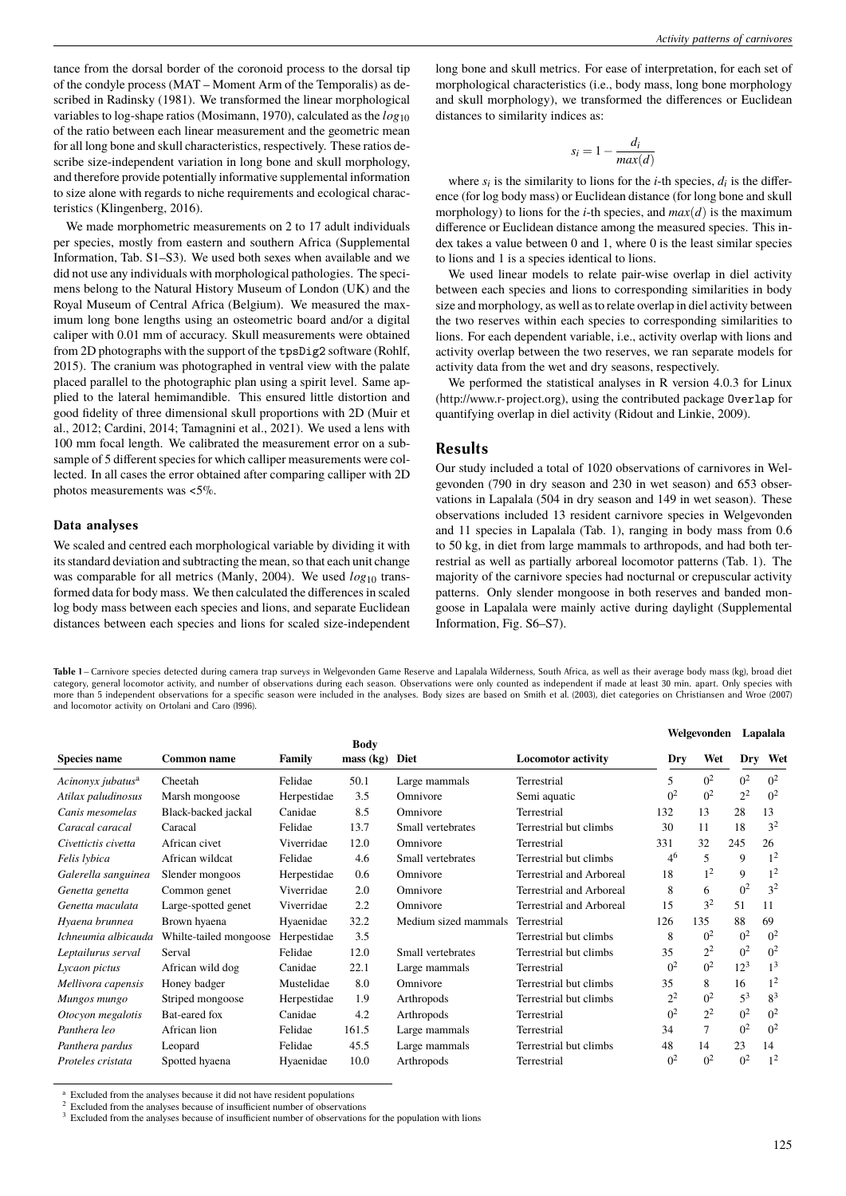tance from the dorsal border of the coronoid process to the dorsal tip of the condyle process (MAT – Moment Arm of the Temporalis) as described in Radinsky (1981). We transformed the linear morphological variables to log-shape ratios (Mosimann, 1970), calculated as the $log_{10}$ of the ratio between each linear measurement and the geometric mean for all long bone and skull characteristics, respectively. These ratios describe size-independent variation in long bone and skull morphology, and therefore provide potentially informative supplemental information to size alone with regards to niche requirements and ecological characteristics (Klingenberg, 2016).

We made morphometric measurements on 2 to 17 adult individuals per species, mostly from eastern and southern Africa (Supplemental Information, Tab. S1–S3). We used both sexes when available and we did not use any individuals with morphological pathologies. The specimens belong to the Natural History Museum of London (UK) and the Royal Museum of Central Africa (Belgium). We measured the maximum long bone lengths using an osteometric board and/or a digital caliper with 0.01 mm of accuracy. Skull measurements were obtained from 2D photographs with the support of the tpsDig2 software (Rohlf, 2015). The cranium was photographed in ventral view with the palate placed parallel to the photographic plan using a spirit level. Same applied to the lateral hemimandible. This ensured little distortion and good fidelity of three dimensional skull proportions with 2D (Muir et al., 2012; Cardini, 2014; Tamagnini et al., 2021). We used a lens with 100 mm focal length. We calibrated the measurement error on a subsample of 5 different species for which calliper measurements were collected. In all cases the error obtained after comparing calliper with 2D photos measurements was <5%.

### Data analyses

We scaled and centred each morphological variable by dividing it with its standard deviation and subtracting the mean, so that each unit change was comparable for all metrics (Manly, 2004). We used $log_{10}$ transformed data for body mass. We then calculated the differences in scaled log body mass between each species and lions, and separate Euclidean distances between each species and lions for scaled size-independent long bone and skull metrics. For ease of interpretation, for each set of morphological characteristics (i.e., body mass, long bone morphology and skull morphology), we transformed the differences or Euclidean distances to similarity indices as:

$$s_i = 1 - \frac{d_i}{max(d)}$$

where $s_i$ is the similarity to lions for the $i$-th species, $d_i$ is the difference (for log body mass) or Euclidean distance (for long bone and skull morphology) to lions for the $i$-th species, and $max(d)$ is the maximum difference or Euclidean distance among the measured species. This index takes a value between 0 and 1, where 0 is the least similar species to lions and 1 is a species identical to lions.

We used linear models to relate pair-wise overlap in diel activity between each species and lions to corresponding similarities in body size and morphology, as well as to relate overlap in diel activity between the two reserves within each species to corresponding similarities to lions. For each dependent variable, i.e., activity overlap with lions and activity overlap between the two reserves, we ran separate models for activity data from the wet and dry seasons, respectively.

We performed the statistical analyses in R version 4.0.3 for Linux (http://www.r-project.org), using the contributed package Overlap for quantifying overlap in diel activity (Ridout and Linkie, 2009).

## Results

Our study included a total of 1020 observations of carnivores in Welgevonden (790 in dry season and 230 in wet season) and 653 observations in Lapalala (504 in dry season and 149 in wet season). These observations included 13 resident carnivore species in Welgevonden and 11 species in Lapalala (Tab. 1), ranging in body mass from 0.6 to 50 kg, in diet from large mammals to arthropods, and had both terrestrial as well as partially arboreal locomotor patterns (Tab. 1). The majority of the carnivore species had nocturnal or crepuscular activity patterns. Only slender mongoose in both reserves and banded mongoose in Lapalala were mainly active during daylight (Supplemental Information, Fig. S6–S7).

**Table 1** – Carnivore species detected during camera trap surveys in Welgevonden Game Reserve and Lapalala Wilderness, South Africa, as well as their average body mass (kg), broad diet category, general locomotor activity, and number of observations during each season. Observations were only counted as independent if made at least 30 min. apart. Only species with more than 5 independent observations for a specific season were included in the analyses. Body sizes are based on Smith et al. (2003), diet categories on Christiansen and Wroe (2007) and locomotor activity on Ortolani and Caro (1996).

| | | | | | | Welgevonden | | Lapalala | |
|---|---|---|---|---|---|---|---|---|---|
| **Species name** | **Common name** | **Family** | **Body mass (kg)** | **Diet** | **Locomotor activity** | **Dry** | **Wet** | **Dry** | **Wet** |
| *Acinonyx jubatus*[a] | Cheetah | Felidae | 50.1 | Large mammals | Terrestrial | 5 | 0[2] | 0[2] | 0[2] |
| *Atilax paludinosus* | Marsh mongoose | Herpestidae | 3.5 | Omnivore | Semi aquatic | 0[2] | 0[2] | 2[2] | 0[2] |
| *Canis mesomelas* | Black-backed jackal | Canidae | 8.5 | Omnivore | Terrestrial | 132 | 13 | 28 | 13 |
| *Caracal caracal* | Caracal | Felidae | 13.7 | Small vertebrates | Terrestrial but climbs | 30 | 11 | 18 | 3[2] |
| *Civettictis civetta* | African civet | Viverridae | 12.0 | Omnivore | Terrestrial | 331 | 32 | 245 | 26 |
| *Felis lybica* | African wildcat | Felidae | 4.6 | Small vertebrates | Terrestrial but climbs | 4[6] | 5 | 9 | 1[2] |
| *Galerella sanguinea* | Slender mongoos | Herpestidae | 0.6 | Omnivore | Terrestrial and Arboreal | 18 | 1[2] | 9 | 1[2] |
| *Genetta genetta* | Common genet | Viverridae | 2.0 | Omnivore | Terrestrial and Arboreal | 8 | 6 | 0[2] | 3[2] |
| *Genetta maculata* | Large-spotted genet | Viverridae | 2.2 | Omnivore | Terrestrial and Arboreal | 15 | 3[2] | 51 | 11 |
| *Hyaena brunnea* | Brown hyaena | Hyaenidae | 32.2 | Medium sized mammals | Terrestrial | 126 | 135 | 88 | 69 |
| *Ichneumia albicauda* | Whilte-tailed mongoose | Herpestidae | 3.5 | | Terrestrial but climbs | 8 | 0[2] | 0[2] | 0[2] |
| *Leptailurus serval* | Serval | Felidae | 12.0 | Small vertebrates | Terrestrial but climbs | 35 | 2[2] | 0[2] | 0[2] |
| *Lycaon pictus* | African wild dog | Canidae | 22.1 | Large mammals | Terrestrial | 0[2] | 0[2] | 12[3] | 1[3] |
| *Mellivora capensis* | Honey badger | Mustelidae | 8.0 | Omnivore | Terrestrial but climbs | 35 | 8 | 16 | 1[2] |
| *Mungos mungo* | Striped mongoose | Herpestidae | 1.9 | Arthropods | Terrestrial but climbs | 2[2] | 0[2] | 5[3] | 8[3] |
| *Otocyon megalotis* | Bat-eared fox | Canidae | 4.2 | Arthropods | Terrestrial | 0[2] | 2[2] | 0[2] | 0[2] |
| *Panthera leo* | African lion | Felidae | 161.5 | Large mammals | Terrestrial | 34 | 7 | 0[2] | 0[2] |
| *Panthera pardus* | Leopard | Felidae | 45.5 | Large mammals | Terrestrial but climbs | 48 | 14 | 23 | 14 |
| *Proteles cristata* | Spotted hyaena | Hyaenidae | 10.0 | Arthropods | Terrestrial | 0[2] | 0[2] | 0[2] | 1[2] |

[a] Excluded from the analyses because it did not have resident populations
[2] Excluded from the analyses because of insufficient number of observations
[3] Excluded from the analyses because of insufficient number of observations for the population with lions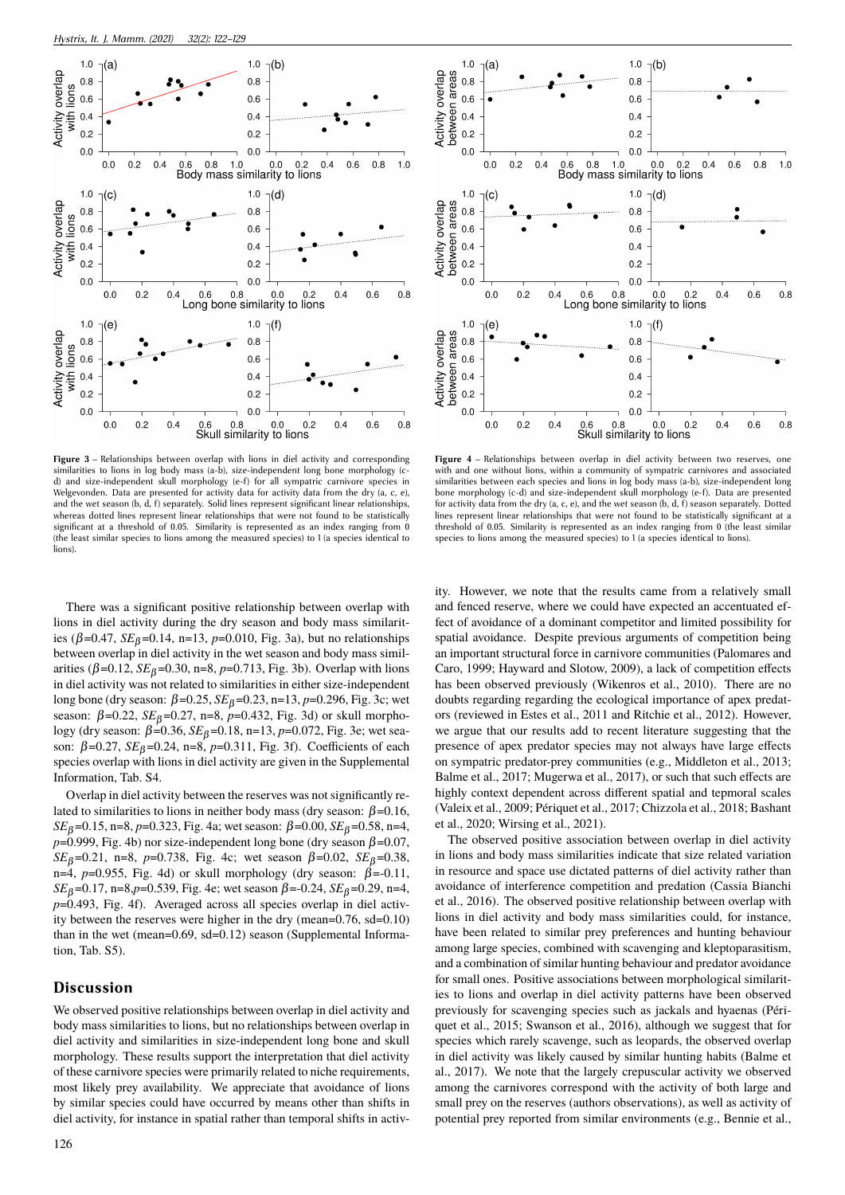**Figure 3** – Relationships between overlap with lions in diel activity and corresponding similarities to lions in log body mass (a-b), size-independent long bone morphology (c-d) and size-independent skull morphology (e-f) for all sympatric carnivore species in Welgevonden. Data are presented for activity data for activity data from the dry (a, c, e), and the wet season (b, d, f) separately. Solid lines represent significant linear relationships, whereas dotted lines represent linear relationships that were not found to be statistically significant at a threshold of 0.05. Similarity is represented as an index ranging from 0 (the least similar species to lions among the measured species) to 1 (a species identical to lions).

**Figure 4** – Relationships between overlap in diel activity between two reserves, one with and one without lions, within a community of sympatric carnivores and associated similarities between each species and lions in log body mass (a-b), size-independent long bone morphology (c-d) and size-independent skull morphology (e-f). Data are presented for activity data from the dry (a, c, e), and the wet season (b, d, f) season separately. Dotted lines represent linear relationships that were not found to be statistically significant at a threshold of 0.05. Similarity is represented as an index ranging from 0 (the least similar species to lions among the measured species) to 1 (a species identical to lions).

There was a significant positive relationship between overlap with lions in diel activity during the dry season and body mass similarities ($\beta$=0.47, $SE_\beta$=0.14, n=13, $p$=0.010, Fig. 3a), but no relationships between overlap in diel activity in the wet season and body mass similarities ($\beta$=0.12, $SE_\beta$=0.30, n=8, $p$=0.713, Fig. 3b). Overlap with lions in diel activity was not related to similarities in either size-independent long bone (dry season: $\beta$=0.25, $SE_\beta$=0.23, n=13, $p$=0.296, Fig. 3c; wet season: $\beta$=0.22, $SE_\beta$=0.27, n=8, $p$=0.432, Fig. 3d) or skull morphology (dry season: $\beta$=0.36, $SE_\beta$=0.18, n=13, $p$=0.072, Fig. 3e; wet season: $\beta$=0.27, $SE_\beta$=0.24, n=8, $p$=0.311, Fig. 3f). Coefficients of each species overlap with lions in diel activity are given in the Supplemental Information, Tab. S4.

Overlap in diel activity between the reserves was not significantly related to similarities to lions in neither body mass (dry season: $\beta$=0.16, $SE_\beta$=0.15, n=8, $p$=0.323, Fig. 4a; wet season: $\beta$=0.00, $SE_\beta$=0.58, n=4, $p$=0.999, Fig. 4b) nor size-independent long bone (dry season $\beta$=0.07, $SE_\beta$=0.21, n=8, $p$=0.738, Fig. 4c; wet season $\beta$=0.02, $SE_\beta$=0.38, n=4, $p$=0.955, Fig. 4d) or skull morphology (dry season: $\beta$=-0.11, $SE_\beta$=0.17, n=8,$p$=0.539, Fig. 4e; wet season $\beta$=-0.24, $SE_\beta$=0.29, n=4, $p$=0.493, Fig. 4f). Averaged across all species overlap in diel activity between the reserves were higher in the dry (mean=0.76, sd=0.10) than in the wet (mean=0.69, sd=0.12) season (Supplemental Information, Tab. S5).

## Discussion

We observed positive relationships between overlap in diel activity and body mass similarities to lions, but no relationships between overlap in diel activity and similarities in size-independent long bone and skull morphology. These results support the interpretation that diel activity of these carnivore species were primarily related to niche requirements, most likely prey availability. We appreciate that avoidance of lions by similar species could have occurred by means other than shifts in diel activity, for instance in spatial rather than temporal shifts in activity. However, we note that the results came from a relatively small and fenced reserve, where we could have expected an accentuated effect of avoidance of a dominant competitor and limited possibility for spatial avoidance. Despite previous arguments of competition being an important structural force in carnivore communities (Palomares and Caro, 1999; Hayward and Slotow, 2009), a lack of competition effects has been observed previously (Wikenros et al., 2010). There are no doubts regarding regarding the ecological importance of apex predators (reviewed in Estes et al., 2011 and Ritchie et al., 2012). However, we argue that our results add to recent literature suggesting that the presence of apex predator species may not always have large effects on sympatric predator-prey communities (e.g., Middleton et al., 2013; Balme et al., 2017; Mugerwa et al., 2017), or such that such effects are highly context dependent across different spatial and tepmoral scales (Valeix et al., 2009; Périquet et al., 2017; Chizzola et al., 2018; Bashant et al., 2020; Wirsing et al., 2021).

The observed positive association between overlap in diel activity in lions and body mass similarities indicate that size related variation in resource and space use dictated patterns of diel activity rather than avoidance of interference competition and predation (Cassia Bianchi et al., 2016). The observed positive relationship between overlap with lions in diel activity and body mass similarities could, for instance, have been related to similar prey preferences and hunting behaviour among large species, combined with scavenging and kleptoparasitism, and a combination of similar hunting behaviour and predator avoidance for small ones. Positive associations between morphological similarities to lions and overlap in diel activity patterns have been observed previously for scavenging species such as jackals and hyaenas (Périquet et al., 2015; Swanson et al., 2016), although we suggest that for species which rarely scavenge, such as leopards, the observed overlap in diel activity was likely caused by similar hunting habits (Balme et al., 2017). We note that the largely crepuscular activity we observed among the carnivores correspond with the activity of both large and small prey on the reserves (authors observations), as well as activity of potential prey reported from similar environments (e.g., Bennie et al.,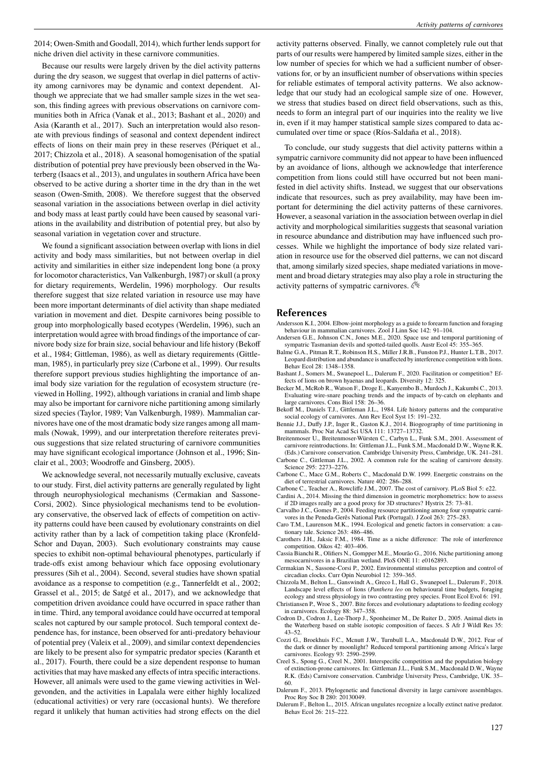2014; Owen-Smith and Goodall, 2014), which further lends support for niche driven diel activity in these carnivore communities.

Because our results were largely driven by the diel activity patterns during the dry season, we suggest that overlap in diel patterns of activity among carnivores may be dynamic and context dependent. Although we appreciate that we had smaller sample sizes in the wet season, this finding agrees with previous observations on carnivore communities both in Africa (Vanak et al., 2013; Bashant et al., 2020) and Asia (Karanth et al., 2017). Such an interpretation would also resonate with previous findings of seasonal and context dependent indirect effects of lions on their main prey in these reserves (Périquet et al., 2017; Chizzola et al., 2018). A seasonal homogenisation of the spatial distribution of potential prey have previously been observed in the Waterberg (Isaacs et al., 2013), and ungulates in southern Africa have been observed to be active during a shorter time in the dry than in the wet season (Owen-Smith, 2008). We therefore suggest that the observed seasonal variation in the associations between overlap in diel activity and body mass at least partly could have been caused by seasonal variations in the availability and distribution of potential prey, but also by seasonal variation in vegetation cover and structure.

We found a significant association between overlap with lions in diel activity and body mass similarities, but not between overlap in diel activity and similarities in either size independent long bone (a proxy for locomotor characteristics, Van Valkenburgh, 1987) or skull (a proxy for dietary requirements, Werdelin, 1996) morphology. Our results therefore suggest that size related variation in resource use may have been more important determinants of diel activity than shape mediated variation in movement and diet. Despite carnivores being possible to group into morphologically based ecotypes (Werdelin, 1996), such an interpretation would agree with broad findings of the importance of carnivore body size for brain size, social behaviour and life history (Bekoff et al., 1984; Gittleman, 1986), as well as dietary requirements (Gittleman, 1985), in particularly prey size (Carbone et al., 1999). Our results therefore support previous studies highlighting the importance of animal body size variation for the regulation of ecosystem structure (reviewed in Holling, 1992), although variations in cranial and limb shape may also be important for carnivore niche partitioning among similarly sized species (Taylor, 1989; Van Valkenburgh, 1989). Mammalian carnivores have one of the most dramatic body size ranges among all mammals (Nowak, 1999), and our interpretation therefore reiterates previous suggestions that size related structuring of carnivore communities may have significant ecological importance (Johnson et al., 1996; Sinclair et al., 2003; Woodroffe and Ginsberg, 2005).

We acknowledge several, not necessarily mutually exclusive, caveats to our study. First, diel activity patterns are generally regulated by light through neurophysiological mechanisms (Cermakian and Sassone-Corsi, 2002). Since physiological mechanisms tend to be evolutionary conservative, the observed lack of effects of competition on activity patterns could have been caused by evolutionary constraints on diel activity rather than by a lack of competition taking place (Kronfeld-Schor and Dayan, 2003). Such evolutionary constraints may cause species to exhibit non-optimal behavioural phenotypes, particularly if trade-offs exist among behaviour which face opposing evolutionary pressures (Sih et al., 2004). Second, several studies have shown spatial avoidance as a response to competition (e.g., Tannerfeldt et al., 2002; Grassel et al., 2015; de Satgé et al., 2017), and we acknowledge that competition driven avoidance could have occurred in space rather than in time. Third, any temporal avoidance could have occurred at temporal scales not captured by our sample protocol. Such temporal context dependence has, for instance, been observed for anti-predatory behaviour of potential prey (Valeix et al., 2009), and similar context dependencies are likely to be present also for sympatric predator species (Karanth et al., 2017). Fourth, there could be a size dependent response to human activities that may have masked any effects of intra specific interactions. However, all animals were used to the game viewing activities in Welgevonden, and the activities in Lapalala were either highly localized (educational activities) or very rare (occasional hunts). We therefore regard it unlikely that human activities had strong effects on the diel activity patterns observed. Finally, we cannot completely rule out that parts of our results were hampered by limited sample sizes, either in the low number of species for which we had a sufficient number of observations for, or by an insufficient number of observations within species for reliable estimates of temporal activity patterns. We also acknowledge that our study had an ecological sample size of one. However, we stress that studies based on direct field observations, such as this, needs to form an integral part of our inquiries into the reality we live in, even if it may hamper statistical sample sizes compared to data accumulated over time or space (Ríos-Saldaña et al., 2018).

To conclude, our study suggests that diel activity patterns within a sympatric carnivore community did not appear to have been influenced by an avoidance of lions, although we acknowledge that interference competition from lions could still have occurred but not been manifested in diel activity shifts. Instead, we suggest that our observations indicate that resources, such as prey availability, may have been important for determining the diel activity patterns of these carnivores. However, a seasonal variation in the association between overlap in diel activity and morphological similarities suggests that seasonal variation in resource abundance and distribution may have influenced such processes. While we highlight the importance of body size related variation in resource use for the observed diel patterns, we can not discard that, among similarly sized species, shape mediated variations in movement and broad dietary strategies may also play a role in structuring the activity patterns of sympatric carnivores.

## References

Andersson K.I., 2004. Elbow-joint morphology as a guide to forearm function and foraging behaviour in mammalian carnivores. Zool J Linn Soc 142: 91–104.

Andersen G.E., Johnson C.N., Jones M.E., 2020. Space use and temporal partitioning of sympatric Tasmanian devils and spotted-tailed quolls. Austr Ecol 45: 355–365.

Balme G.A., Pitman R.T., Robinson H.S., Miller J.R.B., Funston P.J., Hunter L.T.B., 2017. Leopard distribution and abundance is unaffected by interference competition with lions. Behav Ecol 28: 1348–1358.

Bashant J., Somers M., Swanepoel L., Dalerum F., 2020. Facilitation or competition? Effects of lions on brown hyaenas and leopards. Diversity 12: 325.

Becker M., McRob R., Watson F., Droge E., Kanyembo B., Murdoch J., Kakumbi C., 2013. Evaluating wire-snare poaching trends and the impacts of by-catch on elephants and large carnivores. Cons Biol 158: 26–36.

Bekoff M., Daniels T.J., Gittleman J.L., 1984. Life history patterns and the comparative social ecology of carnivores. Ann Rev Ecol Syst 15: 191–232.

Bennie J.J., Duffy J.P., Inger R., Gaston K.J., 2014. Biogeography of time partitioning in mammals. Proc Nat Acad Sci USA 111: 13727–13732.

Breitenmoser U., Breitenmoser-Würsten C., Carbyn L., Funk S.M., 2001. Assessment of carnivore reintroductions. In: Gittleman J.L., Funk S.M., Macdonald D.W., Wayne R.K. (Eds.) Carnivore conservation. Cambridge University Press, Cambridge, UK. 241–281.

Carbone C., Gittleman J.L., 2002. A common rule for the scaling of carnivore density. Science 295: 2273–2276.

Carbone C., Mace G.M., Roberts C., Macdonald D.W. 1999. Energetic constrains on the diet of terrestrial carnivores. Nature 402: 286–288.

Carbone C., Teacher A., Rowcliffe J.M., 2007. The cost of carnivory. PLoS Biol 5: e22.

Cardini A., 2014. Missing the third dimension in geometric morphometrics: how to assess if 2D images really are a good proxy for 3D structures? Hystrix 25: 73–81.

Carvalho J.C., Gomes P., 2004. Feeding resource partitioning among four sympatric carnivores in the Peneda-Gerês National Park (Portugal). J Zool 263: 275–283.

Caro T.M., Laurenson M.K., 1994. Ecological and genetic factors in conservation: a cautionary tale. Science 263: 486–486.

Carothers J.H., Jaksic F.M., 1984. Time as a niche difference: The role of interference competition. Oikos 42: 403–406.

Cassia Bianchi R., Olifiers N., Gompper M.E., Mourão G., 2016. Niche partitioning among mesocarnivores in a Brazilian wetland. PloS ONE 11: e0162893.

Cermakian N., Sassone-Corsi P., 2002. Environmental stimulus perception and control of circadian clocks. Curr Opin Neurobiol 12: 359–365.

Chizzola M., Belton L., Ganswindt A., Greco I., Hall G., Swanepoel L., Dalerum F., 2018. Landscape level effects of lions (*Panthera leo* on behavioural time budgets, foraging ecology and stress physiology in two contrasting prey species. Front Ecol Evol 6: 191.

Christiansen P., Wroe S., 2007. Bite forces and evolutionary adaptations to feeding ecology in carnivores. Ecology 88: 347–358.

Codron D., Codron J., Lee-Thorp J., Sponheimer M., De Ruiter D., 2005. Animal diets in the Waterberg based on stable isotopic composition of faeces. S Afr J Wildl Res 35: 43–52.

Cozzi G., Broekhuis F.C., Mcnutt J.W., Turnbull L.A., Macdonald D.W., 2012. Fear of the dark or dinner by moonlight? Reduced temporal partitioning among Africa's large carnivores. Ecology 93: 2590–2599.

Creel S., Spong G., Creel N., 2001. Interspecific competition and the population biology of extinction-prone carnivores. In: Gittleman J.L., Funk S.M., Macdonald D.W., Wayne R.K. (Eds) Carnivore conservation. Cambridge University Press, Cambridge, UK. 35–60.

Dalerum F., 2013. Phylogenetic and functional diversity in large carnivore assemblages. Proc Roy Soc B 280: 20130049.

Dalerum F., Belton L., 2015. African ungulates recognize a locally extinct native predator. Behav Ecol 26: 215–222.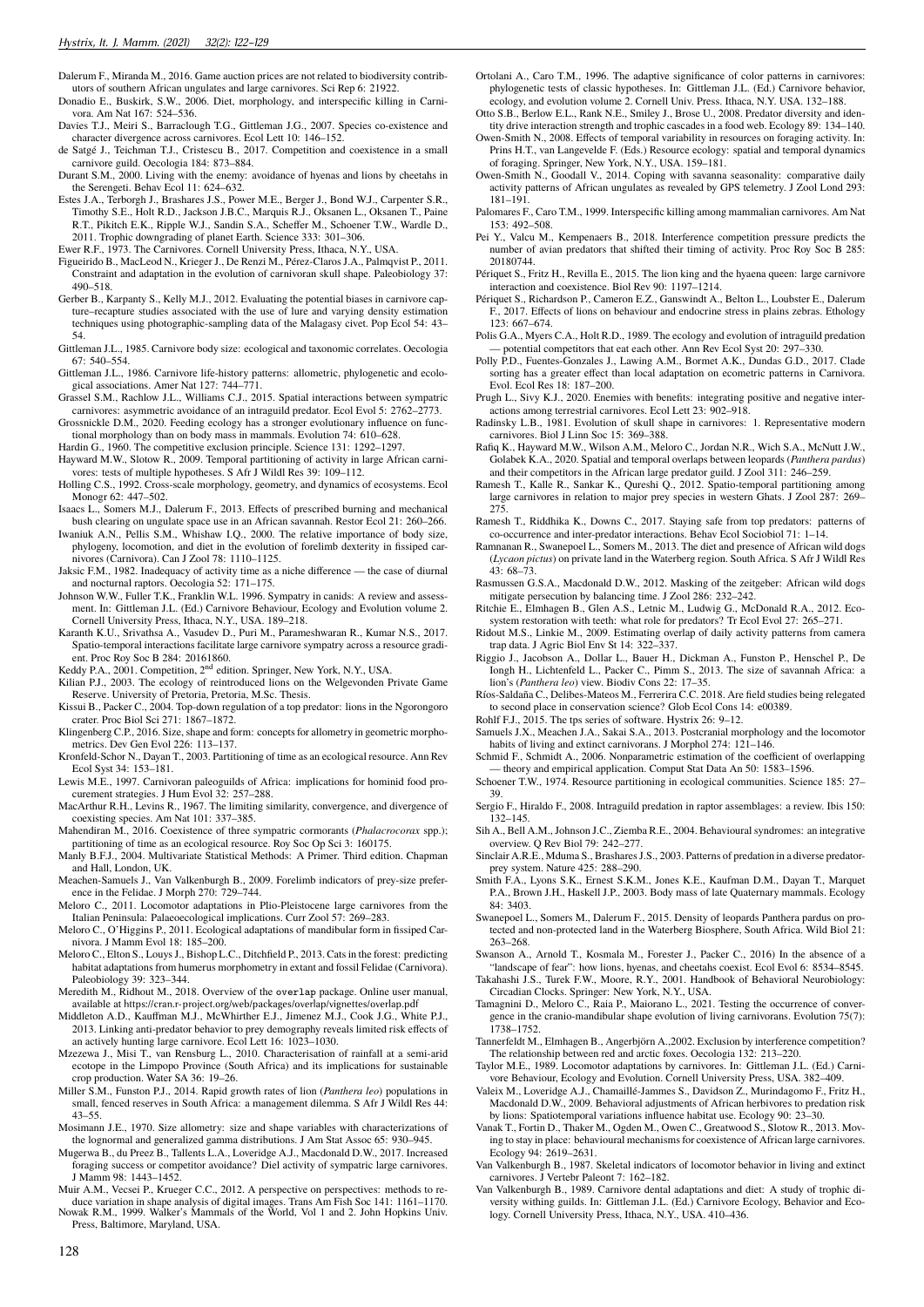Dalerum F., Miranda M., 2016. Game auction prices are not related to biodiversity contributors of southern African ungulates and large carnivores. Sci Rep 6: 21922.

Donadio E., Buskirk, S.W., 2006. Diet, morphology, and interspecific killing in Carnivora. Am Nat 167: 524–536.

Davies T.J., Meiri S., Barraclough T.G., Gittleman J.G., 2007. Species co-existence and character divergence across carnivores. Ecol Lett 10: 146–152.

de Satgé J., Teichman T.J., Cristescu B., 2017. Competition and coexistence in a small carnivore guild. Oecologia 184: 873–884.

Durant S.M., 2000. Living with the enemy: avoidance of hyenas and lions by cheetahs in the Serengeti. Behav Ecol 11: 624–632.

Estes J.A., Terborgh J., Brashares J.S., Power M.E., Berger J., Bond W.J., Carpenter S.R., Timothy S.E., Holt R.D., Jackson J.B.C., Marquis R.J., Oksanen L., Oksanen T., Paine R.T., Pikitch E.K., Ripple W.J., Sandin S.A., Scheffer M., Schoener T.W., Wardle D., 2011. Trophic downgrading of planet Earth. Science 333: 301–306.

Ewer R.F., 1973. The Carnivores. Cornell University Press, Ithaca, N.Y., USA.

Figueirido B., MacLeod N., Krieger J., De Renzi M., Pérez-Claros J.A., Palmqvist P., 2011. Constraint and adaptation in the evolution of carnivoran skull shape. Paleobiology 37: 490–518.

Gerber B., Karpanty S., Kelly M.J., 2012. Evaluating the potential biases in carnivore capture–recapture studies associated with the use of lure and varying density estimation techniques using photographic-sampling data of the Malagasy civet. Pop Ecol 54: 43–54.

Gittleman J.L., 1985. Carnivore body size: ecological and taxonomic correlates. Oecologia 67: 540–554.

Gittleman J.L., 1986. Carnivore life-history patterns: allometric, phylogenetic and ecological associations. Amer Nat 127: 744–771.

Grassel S.M., Rachlow J.L., Williams C.J., 2015. Spatial interactions between sympatric carnivores: asymmetric avoidance of an intraguild predator. Ecol Evol 5: 2762–2773.

Grossnickle D.M., 2020. Feeding ecology has a stronger evolutionary influence on functional morphology than on body mass in mammals. Evolution 74: 610–628.

Hardin G., 1960. The competitive exclusion principle. Science 131: 1292–1297.

Hayward M.W., Slotow R., 2009. Temporal partitioning of activity in large African carnivores: tests of multiple hypotheses. S Afr J Wildl Res 39: 109–112.

Holling C.S., 1992. Cross-scale morphology, geometry, and dynamics of ecosystems. Ecol Monogr 62: 447–502.

Isaacs L., Somers M.J., Dalerum F., 2013. Effects of prescribed burning and mechanical bush clearing on ungulate space use in an African savannah. Restor Ecol 21: 260–266.

Iwaniuk A.N., Pellis S.M., Whishaw I.Q., 2000. The relative importance of body size, phylogeny, locomotion, and diet in the evolution of forelimb dexterity in fissiped carnivores (Carnivora). Can J Zool 78: 1110–1125.

Jaksic F.M., 1982. Inadequacy of activity time as a niche difference — the case of diurnal and nocturnal raptors. Oecologia 52: 171–175.

Johnson W.W., Fuller T.K., Franklin W.L. 1996. Sympatry in canids: A review and assessment. In: Gittleman J.L. (Ed.) Carnivore Behaviour, Ecology and Evolution volume 2. Cornell University Press, Ithaca, N.Y., USA. 189–218.

Karanth K.U., Srivathsa A., Vasudev D., Puri M., Parameshwaran R., Kumar N.S., 2017. Spatio-temporal interactions facilitate large carnivore sympatry across a resource gradient. Proc Roy Soc B 284: 20161860.

Keddy P.A., 2001. Competition, 2nd edition. Springer, New York, N.Y., USA.

Kilian P.J., 2003. The ecology of reintroduced lions on the Welgevonden Private Game Reserve. University of Pretoria, Pretoria, M.Sc. Thesis.

Kissui B., Packer C., 2004. Top-down regulation of a top predator: lions in the Ngorongoro crater. Proc Biol Sci 271: 1867–1872.

Klingenberg C.P., 2016. Size, shape and form: concepts for allometry in geometric morphometrics. Dev Gen Evol 226: 113–137.

Kronfeld-Schor N., Dayan T., 2003. Partitioning of time as an ecological resource. Ann Rev Ecol Syst 34: 153–181.

Lewis M.E., 1997. Carnivoran paleoguilds of Africa: implications for hominid food procurement strategies. J Hum Evol 32: 257–288.

MacArthur R.H., Levins R., 1967. The limiting similarity, convergence, and divergence of coexisting species. Am Nat 101: 337–385.

Mahendiran M., 2016. Coexistence of three sympatric cormorants (*Phalacrocorax* spp.); partitioning of time as an ecological resource. Roy Soc Op Sci 3: 160175.

Manly B.F.J., 2004. Multivariate Statistical Methods: A Primer. Third edition. Chapman and Hall, London, UK.

Meachen-Samuels J., Van Valkenburgh B., 2009. Forelimb indicators of prey-size preference in the Felidae. J Morph 270: 729–744.

Meloro C., 2011. Locomotor adaptations in Plio-Pleistocene large carnivores from the Italian Peninsula: Palaeoecological implications. Curr Zool 57: 269–283.

Meloro C., O'Higgins P., 2011. Ecological adaptations of mandibular form in fissiped Carnivora. J Mamm Evol 18: 185–200.

Meloro C., Elton S., Louys J., Bishop L.C., Ditchfield P., 2013. Cats in the forest: predicting habitat adaptations from humerus morphometry in extant and fossil Felidae (Carnivora). Paleobiology 39: 323–344.

Meredith M., Ridout M., 2018. Overview of the overlap package. Online user manual, available at https://cran.r-project.org/web/packages/overlap/vignettes/overlap.pdf

Middleton A.D., Kauffman M.J., McWhirther E.J., Jimenez M.J., Cook J.G., White P.J., 2013. Linking anti-predator behavior to prey demography reveals limited risk effects of an actively hunting large carnivore. Ecol Lett 16: 1023–1030.

Mzezewa J., Misi T., van Rensburg L., 2010. Characterisation of rainfall at a semi-arid ecotope in the Limpopo Province (South Africa) and its implications for sustainable crop production. Water SA 36: 19–26.

Miller S.M., Funston P.J., 2014. Rapid growth rates of lion (*Panthera leo*) populations in small, fenced reserves in South Africa: a management dilemma. S Afr J Wildl Res 44: 43–55.

Mosimann J.E., 1970. Size allometry: size and shape variables with characterizations of the lognormal and generalized gamma distributions. J Am Stat Assoc 65: 930–945.

Mugerwa B., du Preez B., Tallents L.A., Loveridge A.J., Macdonald D.W., 2017. Increased foraging success or competitor avoidance? Diel activity of sympatric large carnivores. J Mamm 98: 1443–1452.

Muir A.M., Vecsei P., Krueger C.C., 2012. A perspective on perspectives: methods to reduce variation in shape analysis of digital images. Trans Am Fish Soc 141: 1161–1170.

Nowak R.M., 1999. Walker's Mammals of the World, Vol 1 and 2. John Hopkins Univ. Press, Baltimore, Maryland, USA.

Ortolani A., Caro T.M., 1996. The adaptive significance of color patterns in carnivores: phylogenetic tests of classic hypotheses. In: Gittleman J.L. (Ed.) Carnivore behavior, ecology, and evolution volume 2. Cornell Univ. Press. Ithaca, N.Y. USA. 132–188.

Otto S.B., Berlow E.L., Rank N.E., Smiley J., Brose U., 2008. Predator diversity and identity drive interaction strength and trophic cascades in a food web. Ecology 89: 134–140.

Owen-Smith N., 2008. Effects of temporal variability in resources on foraging activity. In: Prins H.T., van Langevelde F. (Eds.) Resource ecology: spatial and temporal dynamics of foraging. Springer, New York, N.Y., USA. 159–181.

Owen-Smith N., Goodall V., 2014. Coping with savanna seasonality: comparative daily activity patterns of African ungulates as revealed by GPS telemetry. J Zool Lond 293: 181–191.

Palomares F., Caro T.M., 1999. Interspecific killing among mammalian carnivores. Am Nat 153: 492–508.

Pei Y., Valcu M., Kempenaers B., 2018. Interference competition pressure predicts the number of avian predators that shifted their timing of activity. Proc Roy Soc B 285: 20180744.

Périquet S., Fritz H., Revilla E., 2015. The lion king and the hyaena queen: large carnivore interaction and coexistence. Biol Rev 90: 1197–1214.

Périquet S., Richardson P., Cameron E.Z., Ganswindt A., Belton L., Loubster E., Dalerum F., 2017. Effects of lions on behaviour and endocrine stress in plains zebras. Ethology 123: 667–674.

Polis G.A., Myers C.A., Holt R.D., 1989. The ecology and evolution of intraguild predation — potential competitors that eat each other. Ann Rev Ecol Syst 20: 297–330.

Polly P.D., Fuentes-Gonzales J., Lawing A.M., Bormet A.K., Dundas G.D., 2017. Clade sorting has a greater effect than local adaptation on ecometric patterns in Carnivora. Evol. Ecol Res 18: 187–200.

Prugh L., Sivy K.J., 2020. Enemies with benefits: integrating positive and negative interactions among terrestrial carnivores. Ecol Lett 23: 902–918.

Radinsky L.B., 1981. Evolution of skull shape in carnivores: 1. Representative modern carnivores. Biol J Linn Soc 15: 369–388.

Rafiq K., Hayward M.W., Wilson A.M., Meloro C., Jordan N.R., Wich S.A., McNutt J.W., Golabek K.A., 2020. Spatial and temporal overlaps between leopards (*Panthera pardus*) and their competitors in the African large predator guild. J Zool 311: 246–259.

Ramesh T., Kalle R., Sankar K., Qureshi Q., 2012. Spatio-temporal partitioning among large carnivores in relation to major prey species in western Ghats. J Zool 287: 269–275.

Ramesh T., Riddhika K., Downs C., 2017. Staying safe from top predators: patterns of co-occurrence and inter-predator interactions. Behav Ecol Sociobiol 71: 1–14.

Ramnanan R., Swanepoel L., Somers M., 2013. The diet and presence of African wild dogs (*Lycaon pictus*) on private land in the Waterberg region. South Africa. S Afr J Wildl Res 43: 68–73.

Rasmussen G.S.A., Macdonald D.W., 2012. Masking of the zeitgeber: African wild dogs mitigate persecution by balancing time. J Zool 286: 232–242.

Ritchie E., Elmhagen B., Glen A.S., Letnic M., Ludwig G., McDonald R.A., 2012. Ecosystem restoration with teeth: what role for predators? Tr Ecol Evol 27: 265–271.

Ridout M.S., Linkie M., 2009. Estimating overlap of daily activity patterns from camera trap data. J Agric Biol Env St 14: 322–337.

Riggio J., Jacobson A., Dollar L., Bauer H., Dickman A., Funston P., Henschel P., De Iongh H., Lichtenfeld L., Packer C., Pimm S., 2013. The size of savannah Africa: a lion's (*Panthera leo*) view. Biodiv Cons 22: 17–35.

Ríos-Saldaña C., Delibes-Mateos M., Ferrerira C.C. 2018. Are field studies being relegated to second place in conservation science? Glob Ecol Cons 14: e00389.

Rohlf F.J., 2015. The tps series of software. Hystrix 26: 9–12.

Samuels J.X., Meachen J.A., Sakai S.A., 2013. Postcranial morphology and the locomotor habits of living and extinct carnivorans. J Morphol 274: 121–146.

Schmid F., Schmidt A., 2006. Nonparametric estimation of the coefficient of overlapping — theory and empirical application. Comput Stat Data An 50: 1583–1596.

Schoener T.W., 1974. Resource partitioning in ecological communities. Science 185: 27–39.

Sergio F., Hiraldo F., 2008. Intraguild predation in raptor assemblages: a review. Ibis 150: 132–145.

Sih A., Bell A.M., Johnson J.C., Ziemba R.E., 2004. Behavioural syndromes: an integrative overview. Q Rev Biol 79: 242–277.

Sinclair A.R.E., Mduma S., Brashares J.S., 2003. Patterns of predation in a diverse predator-prey system. Nature 425: 288–290.

Smith F.A., Lyons S.K., Ernest S.K.M., Jones K.E., Kaufman D.M., Dayan T., Marquet P.A., Brown J.H., Haskell J.P., 2003. Body mass of late Quaternary mammals. Ecology 84: 3403.

Swanepoel L., Somers M., Dalerum F., 2015. Density of leopards Panthera pardus on protected and non-protected land in the Waterberg Biosphere, South Africa. Wild Biol 21: 263–268.

Swanson A., Arnold T., Kosmala M., Forester J., Packer C., 2016) In the absence of a "landscape of fear": how lions, hyenas, and cheetahs coexist. Ecol Evol 6: 8534–8545.

Takahashi J.S., Turek F.W., Moore, R.Y., 2001. Handbook of Behavioral Neurobiology: Circadian Clocks. Springer: New York, N.Y., USA.

Tamagnini D., Meloro C., Raia P., Maiorano L., 2021. Testing the occurrence of convergence in the cranio-mandibular shape evolution of living carnivorans. Evolution 75(7): 1738–1752.

Tannerfeldt M., Elmhagen B., Angerbjörn A.,2002. Exclusion by interference competition? The relationship between red and arctic foxes. Oecologia 132: 213–220.

Taylor M.E., 1989. Locomotor adaptations by carnivores. In: Gittleman J.L. (Ed.) Carnivore Behaviour, Ecology and Evolution. Cornell University Press, USA. 382–409.

Valeix M., Loveridge A.J., Chamaillé-Jammes S., Davidson Z., Murindagomo F., Fritz H., Macdonald D.W., 2009. Behavioral adjustments of African herbivores to predation risk by lions: Spatiotemporal variations influence habitat use. Ecology 90: 23–30.

Vanak T., Fortin D., Thaker M., Ogden M., Owen C., Greatwood S., Slotow R., 2013. Moving to stay in place: behavioural mechanisms for coexistence of African large carnivores. Ecology 94: 2619–2631.

Van Valkenburgh B., 1987. Skeletal indicators of locomotor behavior in living and extinct carnivores. J Vertebr Paleont 7: 162–182.

Van Valkenburgh B., 1989. Carnivore dental adaptations and diet: A study of trophic diversity withing guilds. In: Gittleman J.L. (Ed.) Carnivore Ecology, Behavior and Ecology. Cornell University Press, Ithaca, N.Y., USA. 410–436.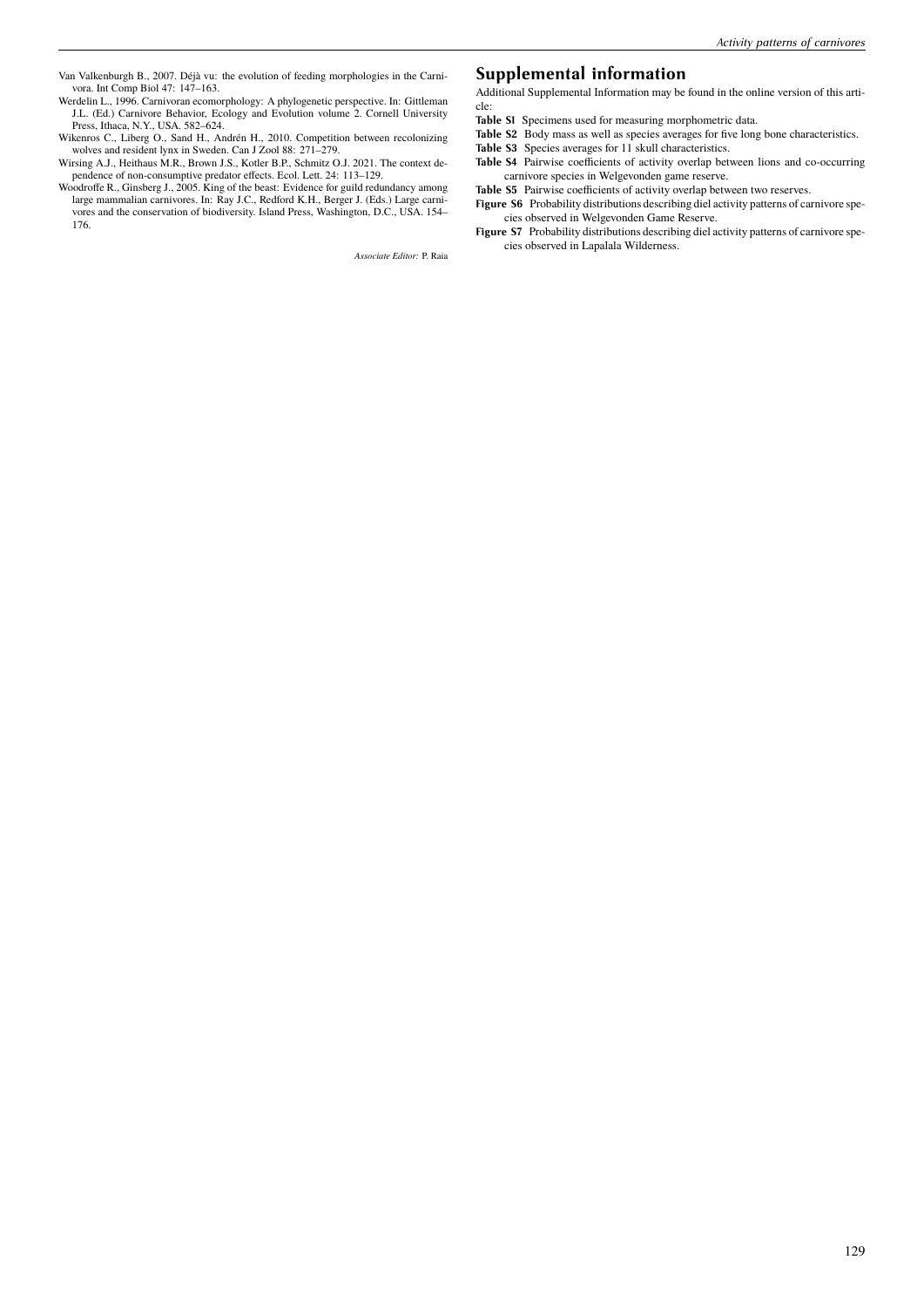Van Valkenburgh B., 2007. Déjà vu: the evolution of feeding morphologies in the Carnivora. Int Comp Biol 47: 147–163.

Werdelin L., 1996. Carnivoran ecomorphology: A phylogenetic perspective. In: Gittleman J.L. (Ed.) Carnivore Behavior, Ecology and Evolution volume 2. Cornell University Press, Ithaca, N.Y., USA. 582–624.

Wikenros C., Liberg O., Sand H., Andrén H., 2010. Competition between recolonizing wolves and resident lynx in Sweden. Can J Zool 88: 271–279.

Wirsing A.J., Heithaus M.R., Brown J.S., Kotler B.P., Schmitz O.J. 2021. The context dependence of non-consumptive predator effects. Ecol. Lett. 24: 113–129.

Woodroffe R., Ginsberg J., 2005. King of the beast: Evidence for guild redundancy among large mammalian carnivores. In: Ray J.C., Redford K.H., Berger J. (Eds.) Large carnivores and the conservation of biodiversity. Island Press, Washington, D.C., USA. 154–176.

*Associate Editor:* P. Raia

## Supplemental information

Additional Supplemental Information may be found in the online version of this article:

**Table S1** Specimens used for measuring morphometric data.

**Table S2** Body mass as well as species averages for five long bone characteristics.

**Table S3** Species averages for 11 skull characteristics.

**Table S4** Pairwise coefficients of activity overlap between lions and co-occurring carnivore species in Welgevonden game reserve.

**Table S5** Pairwise coefficients of activity overlap between two reserves.

**Figure S6** Probability distributions describing diel activity patterns of carnivore species observed in Welgevonden Game Reserve.

**Figure S7** Probability distributions describing diel activity patterns of carnivore species observed in Lapalala Wilderness.